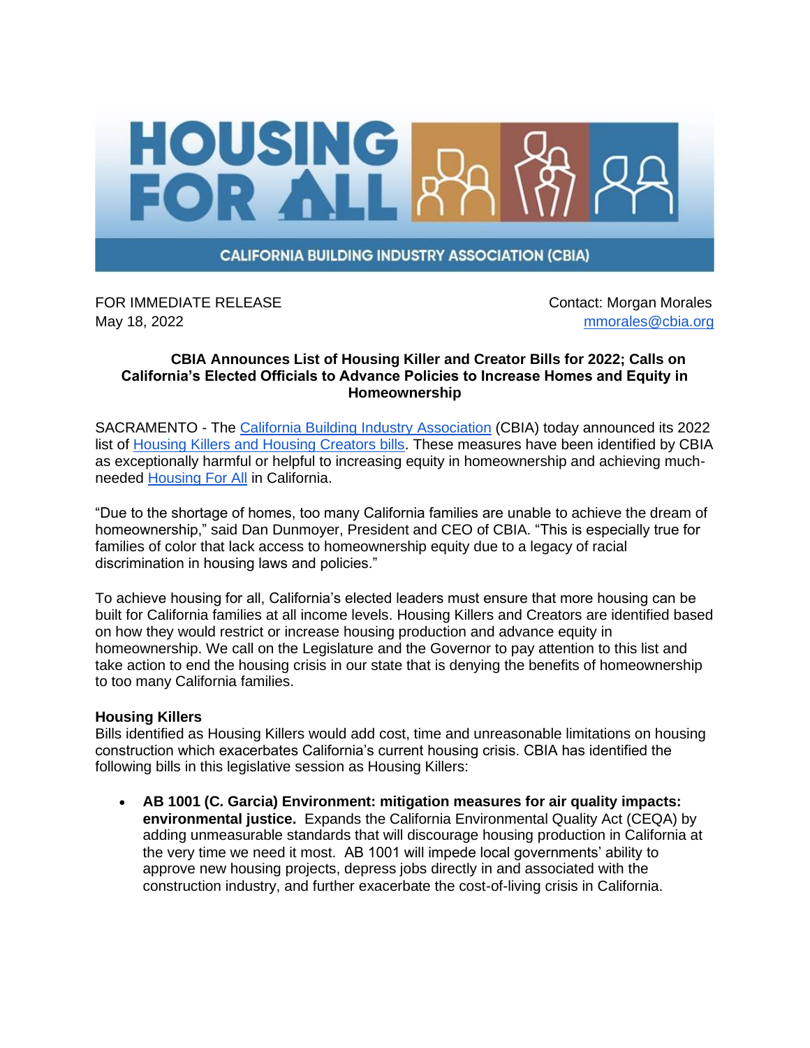# HOUSING FOR ALL

CALIFORNIA BUILDING INDUSTRY ASSOCIATION (CBIA)

FOR IMMEDIATE RELEASE
May 18, 2022

Contact: Morgan Morales
mmorales@cbia.org

**CBIA Announces List of Housing Killer and Creator Bills for 2022; Calls on California's Elected Officials to Advance Policies to Increase Homes and Equity in Homeownership**

SACRAMENTO - The California Building Industry Association (CBIA) today announced its 2022 list of Housing Killers and Housing Creators bills. These measures have been identified by CBIA as exceptionally harmful or helpful to increasing equity in homeownership and achieving much-needed Housing For All in California.

"Due to the shortage of homes, too many California families are unable to achieve the dream of homeownership," said Dan Dunmoyer, President and CEO of CBIA. "This is especially true for families of color that lack access to homeownership equity due to a legacy of racial discrimination in housing laws and policies."

To achieve housing for all, California's elected leaders must ensure that more housing can be built for California families at all income levels. Housing Killers and Creators are identified based on how they would restrict or increase housing production and advance equity in homeownership. We call on the Legislature and the Governor to pay attention to this list and take action to end the housing crisis in our state that is denying the benefits of homeownership to too many California families.

**Housing Killers**

Bills identified as Housing Killers would add cost, time and unreasonable limitations on housing construction which exacerbates California's current housing crisis. CBIA has identified the following bills in this legislative session as Housing Killers:

- **AB 1001 (C. Garcia) Environment: mitigation measures for air quality impacts: environmental justice.** Expands the California Environmental Quality Act (CEQA) by adding unmeasurable standards that will discourage housing production in California at the very time we need it most. AB 1001 will impede local governments' ability to approve new housing projects, depress jobs directly in and associated with the construction industry, and further exacerbate the cost-of-living crisis in California.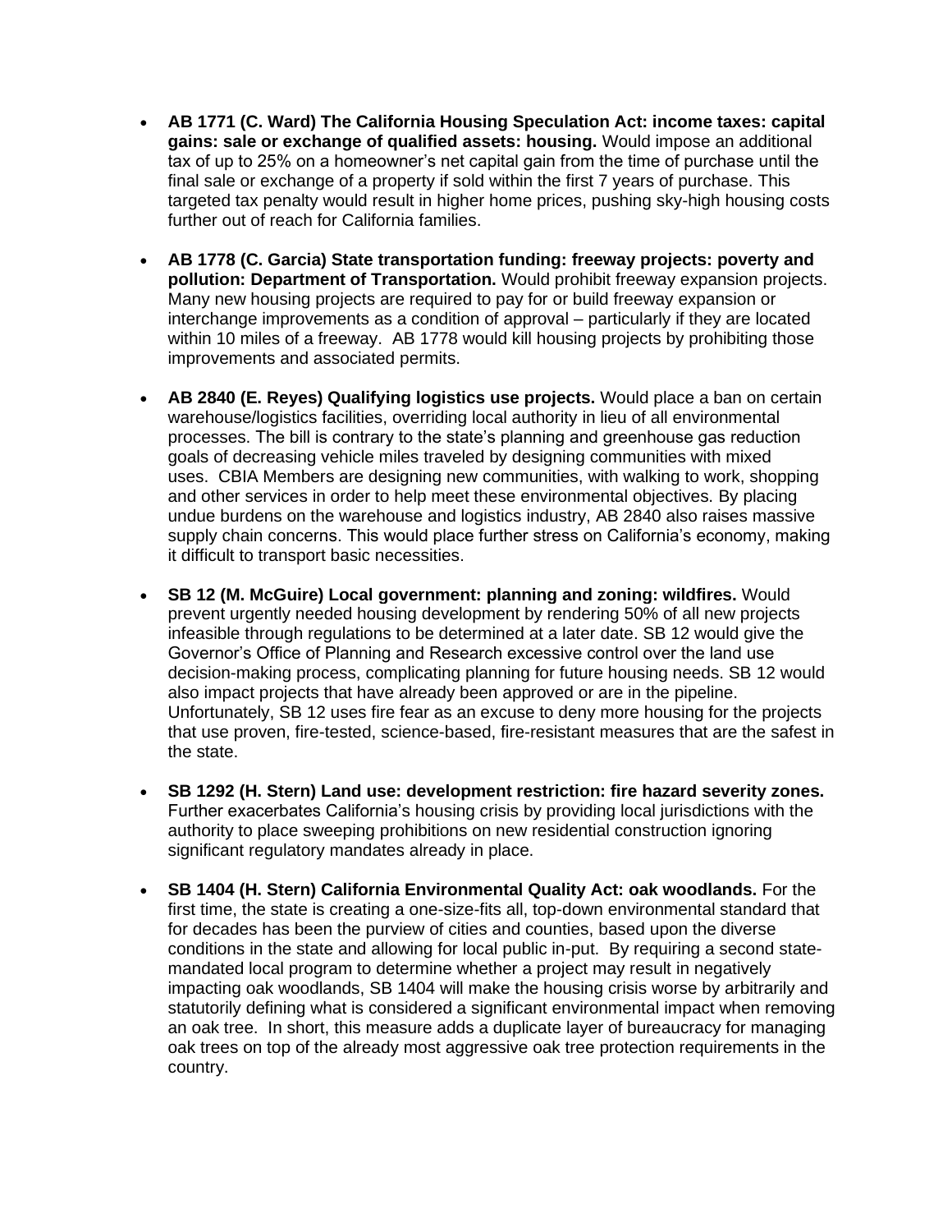- **AB 1771 (C. Ward) The California Housing Speculation Act: income taxes: capital gains: sale or exchange of qualified assets: housing.** Would impose an additional tax of up to 25% on a homeowner's net capital gain from the time of purchase until the final sale or exchange of a property if sold within the first 7 years of purchase. This targeted tax penalty would result in higher home prices, pushing sky-high housing costs further out of reach for California families.

- **AB 1778 (C. Garcia) State transportation funding: freeway projects: poverty and pollution: Department of Transportation.** Would prohibit freeway expansion projects. Many new housing projects are required to pay for or build freeway expansion or interchange improvements as a condition of approval – particularly if they are located within 10 miles of a freeway. AB 1778 would kill housing projects by prohibiting those improvements and associated permits.

- **AB 2840 (E. Reyes) Qualifying logistics use projects.** Would place a ban on certain warehouse/logistics facilities, overriding local authority in lieu of all environmental processes. The bill is contrary to the state's planning and greenhouse gas reduction goals of decreasing vehicle miles traveled by designing communities with mixed uses. CBIA Members are designing new communities, with walking to work, shopping and other services in order to help meet these environmental objectives. By placing undue burdens on the warehouse and logistics industry, AB 2840 also raises massive supply chain concerns. This would place further stress on California's economy, making it difficult to transport basic necessities.

- **SB 12 (M. McGuire) Local government: planning and zoning: wildfires.** Would prevent urgently needed housing development by rendering 50% of all new projects infeasible through regulations to be determined at a later date. SB 12 would give the Governor's Office of Planning and Research excessive control over the land use decision-making process, complicating planning for future housing needs. SB 12 would also impact projects that have already been approved or are in the pipeline. Unfortunately, SB 12 uses fire fear as an excuse to deny more housing for the projects that use proven, fire-tested, science-based, fire-resistant measures that are the safest in the state.

- **SB 1292 (H. Stern) Land use: development restriction: fire hazard severity zones.** Further exacerbates California's housing crisis by providing local jurisdictions with the authority to place sweeping prohibitions on new residential construction ignoring significant regulatory mandates already in place.

- **SB 1404 (H. Stern) California Environmental Quality Act: oak woodlands.** For the first time, the state is creating a one-size-fits all, top-down environmental standard that for decades has been the purview of cities and counties, based upon the diverse conditions in the state and allowing for local public in-put. By requiring a second state-mandated local program to determine whether a project may result in negatively impacting oak woodlands, SB 1404 will make the housing crisis worse by arbitrarily and statutorily defining what is considered a significant environmental impact when removing an oak tree. In short, this measure adds a duplicate layer of bureaucracy for managing oak trees on top of the already most aggressive oak tree protection requirements in the country.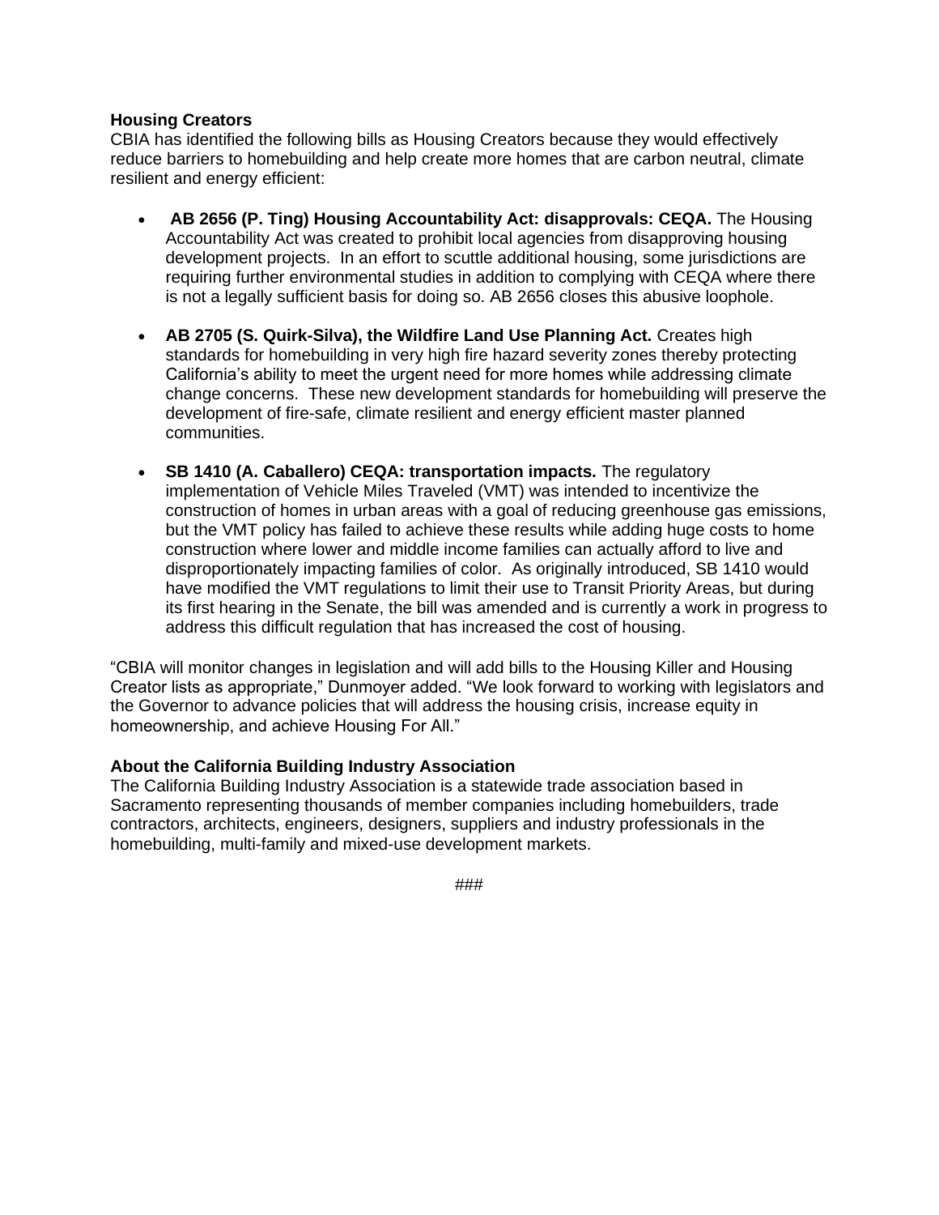**Housing Creators**
CBIA has identified the following bills as Housing Creators because they would effectively reduce barriers to homebuilding and help create more homes that are carbon neutral, climate resilient and energy efficient:

- **AB 2656 (P. Ting) Housing Accountability Act: disapprovals: CEQA.** The Housing Accountability Act was created to prohibit local agencies from disapproving housing development projects. In an effort to scuttle additional housing, some jurisdictions are requiring further environmental studies in addition to complying with CEQA where there is not a legally sufficient basis for doing so. AB 2656 closes this abusive loophole.

- **AB 2705 (S. Quirk-Silva), the Wildfire Land Use Planning Act.** Creates high standards for homebuilding in very high fire hazard severity zones thereby protecting California's ability to meet the urgent need for more homes while addressing climate change concerns. These new development standards for homebuilding will preserve the development of fire-safe, climate resilient and energy efficient master planned communities.

- **SB 1410 (A. Caballero) CEQA: transportation impacts.** The regulatory implementation of Vehicle Miles Traveled (VMT) was intended to incentivize the construction of homes in urban areas with a goal of reducing greenhouse gas emissions, but the VMT policy has failed to achieve these results while adding huge costs to home construction where lower and middle income families can actually afford to live and disproportionately impacting families of color. As originally introduced, SB 1410 would have modified the VMT regulations to limit their use to Transit Priority Areas, but during its first hearing in the Senate, the bill was amended and is currently a work in progress to address this difficult regulation that has increased the cost of housing.

"CBIA will monitor changes in legislation and will add bills to the Housing Killer and Housing Creator lists as appropriate," Dunmoyer added. "We look forward to working with legislators and the Governor to advance policies that will address the housing crisis, increase equity in homeownership, and achieve Housing For All."

**About the California Building Industry Association**
The California Building Industry Association is a statewide trade association based in Sacramento representing thousands of member companies including homebuilders, trade contractors, architects, engineers, designers, suppliers and industry professionals in the homebuilding, multi-family and mixed-use development markets.

###